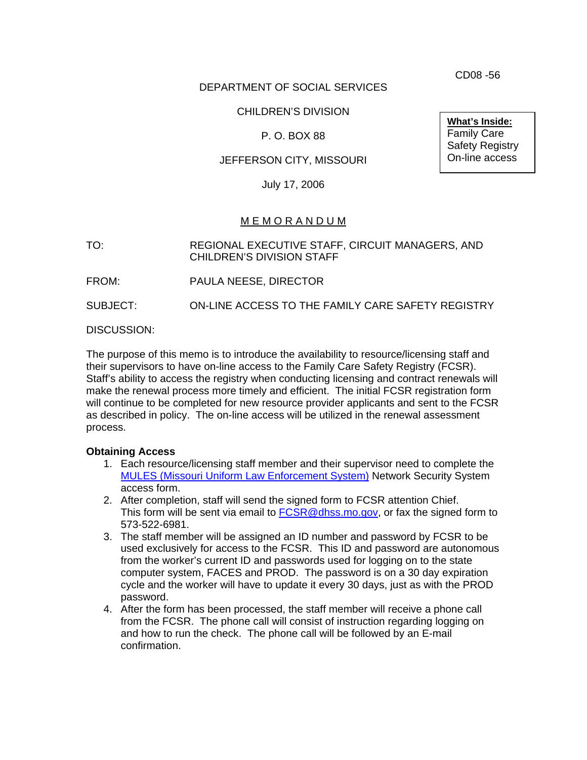CD08 -56

DEPARTMENT OF SOCIAL SERVICES

CHILDREN'S DIVISION

P. O. BOX 88

JEFFERSON CITY, MISSOURI

July 17, 2006

**What's Inside:**
Family Care Safety Registry On-line access

M E M O R A N D U M

TO: REGIONAL EXECUTIVE STAFF, CIRCUIT MANAGERS, AND CHILDREN'S DIVISION STAFF

FROM: PAULA NEESE, DIRECTOR

SUBJECT: ON-LINE ACCESS TO THE FAMILY CARE SAFETY REGISTRY

DISCUSSION:

The purpose of this memo is to introduce the availability to resource/licensing staff and their supervisors to have on-line access to the Family Care Safety Registry (FCSR). Staff's ability to access the registry when conducting licensing and contract renewals will make the renewal process more timely and efficient. The initial FCSR registration form will continue to be completed for new resource provider applicants and sent to the FCSR as described in policy. The on-line access will be utilized in the renewal assessment process.

**Obtaining Access**

1. Each resource/licensing staff member and their supervisor need to complete the MULES (Missouri Uniform Law Enforcement System) Network Security System access form.
2. After completion, staff will send the signed form to FCSR attention Chief. This form will be sent via email to FCSR@dhss.mo.gov, or fax the signed form to 573-522-6981.
3. The staff member will be assigned an ID number and password by FCSR to be used exclusively for access to the FCSR. This ID and password are autonomous from the worker's current ID and passwords used for logging on to the state computer system, FACES and PROD. The password is on a 30 day expiration cycle and the worker will have to update it every 30 days, just as with the PROD password.
4. After the form has been processed, the staff member will receive a phone call from the FCSR. The phone call will consist of instruction regarding logging on and how to run the check. The phone call will be followed by an E-mail confirmation.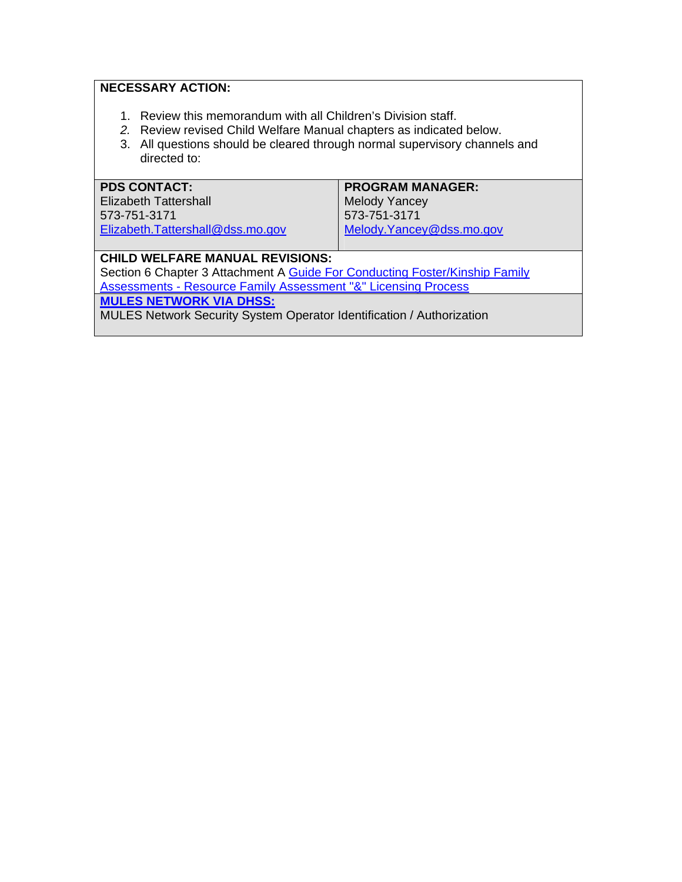**NECESSARY ACTION:**

1. Review this memorandum with all Children's Division staff.
2. Review revised Child Welfare Manual chapters as indicated below.
3. All questions should be cleared through normal supervisory channels and directed to:

| **PDS CONTACT:** | **PROGRAM MANAGER:** |
| --- | --- |
| Elizabeth Tattershall<br>573-751-3171<br>Elizabeth.Tattershall@dss.mo.gov | Melody Yancey<br>573-751-3171<br>Melody.Yancey@dss.mo.gov |

**CHILD WELFARE MANUAL REVISIONS:**
Section 6 Chapter 3 Attachment A Guide For Conducting Foster/Kinship Family Assessments - Resource Family Assessment "&" Licensing Process

**MULES NETWORK VIA DHSS:**
MULES Network Security System Operator Identification / Authorization